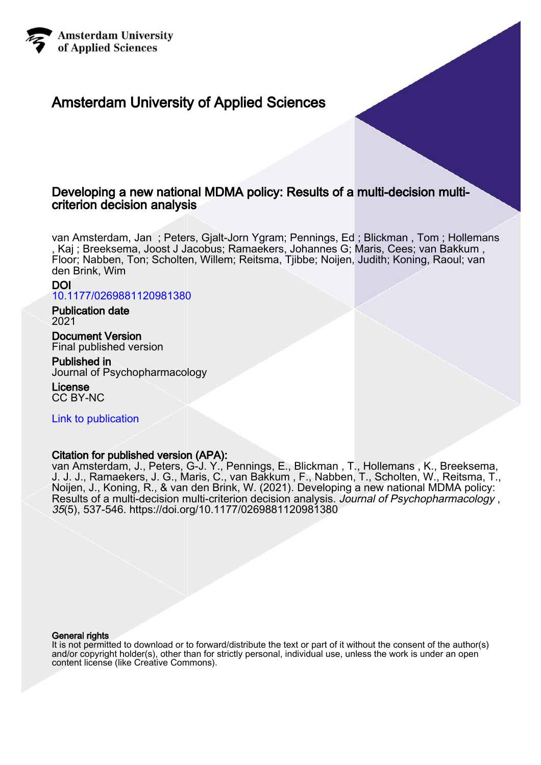Amsterdam University of Applied Sciences

# Amsterdam University of Applied Sciences

## Developing a new national MDMA policy: Results of a multi-decision multi-criterion decision analysis

van Amsterdam, Jan ; Peters, Gjalt-Jorn Ygram; Pennings, Ed ; Blickman , Tom ; Hollemans , Kaj ; Breeksema, Joost J Jacobus; Ramaekers, Johannes G; Maris, Cees; van Bakkum , Floor; Nabben, Ton; Scholten, Willem; Reitsma, Tjibbe; Noijen, Judith; Koning, Raoul; van den Brink, Wim

**DOI**
10.1177/0269881120981380

**Publication date**
2021

**Document Version**
Final published version

**Published in**
Journal of Psychopharmacology

**License**
CC BY-NC

Link to publication

**Citation for published version (APA):**
van Amsterdam, J., Peters, G-J. Y., Pennings, E., Blickman , T., Hollemans , K., Breeksema, J. J. J., Ramaekers, J. G., Maris, C., van Bakkum , F., Nabben, T., Scholten, W., Reitsma, T., Noijen, J., Koning, R., & van den Brink, W. (2021). Developing a new national MDMA policy: Results of a multi-decision multi-criterion decision analysis. *Journal of Psychopharmacology* , *35*(5), 537-546. https://doi.org/10.1177/0269881120981380

**General rights**
It is not permitted to download or to forward/distribute the text or part of it without the consent of the author(s) and/or copyright holder(s), other than for strictly personal, individual use, unless the work is under an open content license (like Creative Commons).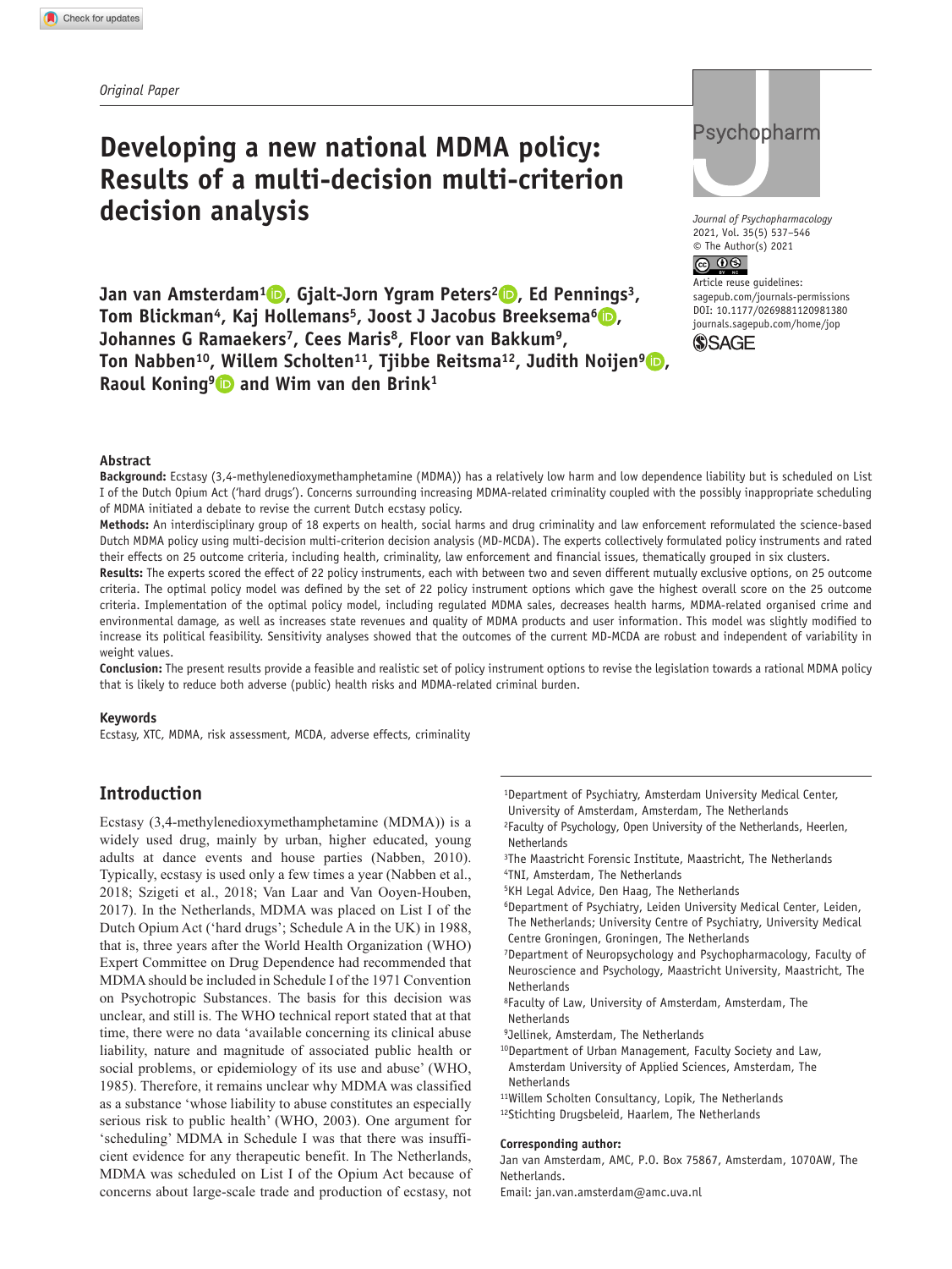*Original Paper*

# Developing a new national MDMA policy: Results of a multi-decision multi-criterion decision analysis

**Jan van Amsterdam[1], Gjalt-Jorn Ygram Peters[2], Ed Pennings[3], Tom Blickman[4], Kaj Hollemans[5], Joost J Jacobus Breeksema[6], Johannes G Ramaekers[7], Cees Maris[8], Floor van Bakkum[9], Ton Nabben[10], Willem Scholten[11], Tjibbe Reitsma[12], Judith Noijen[9], Raoul Koning[9] and Wim van den Brink[1]**

Journal of Psychopharmacology
2021, Vol. 35(5) 537–546
© The Author(s) 2021
Article reuse guidelines:
sagepub.com/journals-permissions
DOI: 10.1177/0269881120981380
journals.sagepub.com/home/jop

## Abstract

**Background:** Ecstasy (3,4-methylenedioxymethamphetamine (MDMA)) has a relatively low harm and low dependence liability but is scheduled on List I of the Dutch Opium Act ('hard drugs'). Concerns surrounding increasing MDMA-related criminality coupled with the possibly inappropriate scheduling of MDMA initiated a debate to revise the current Dutch ecstasy policy.

**Methods:** An interdisciplinary group of 18 experts on health, social harms and drug criminality and law enforcement reformulated the science-based Dutch MDMA policy using multi-decision multi-criterion decision analysis (MD-MCDA). The experts collectively formulated policy instruments and rated their effects on 25 outcome criteria, including health, criminality, law enforcement and financial issues, thematically grouped in six clusters.

**Results:** The experts scored the effect of 22 policy instruments, each with between two and seven different mutually exclusive options, on 25 outcome criteria. The optimal policy model was defined by the set of 22 policy instrument options which gave the highest overall score on the 25 outcome criteria. Implementation of the optimal policy model, including regulated MDMA sales, decreases health harms, MDMA-related organised crime and environmental damage, as well as increases state revenues and quality of MDMA products and user information. This model was slightly modified to increase its political feasibility. Sensitivity analyses showed that the outcomes of the current MD-MCDA are robust and independent of variability in weight values.

**Conclusion:** The present results provide a feasible and realistic set of policy instrument options to revise the legislation towards a rational MDMA policy that is likely to reduce both adverse (public) health risks and MDMA-related criminal burden.

## Keywords

Ecstasy, XTC, MDMA, risk assessment, MCDA, adverse effects, criminality

## Introduction

Ecstasy (3,4-methylenedioxymethamphetamine (MDMA)) is a widely used drug, mainly by urban, higher educated, young adults at dance events and house parties (Nabben, 2010). Typically, ecstasy is used only a few times a year (Nabben et al., 2018; Szigeti et al., 2018; Van Laar and Van Ooyen-Houben, 2017). In the Netherlands, MDMA was placed on List I of the Dutch Opium Act ('hard drugs'; Schedule A in the UK) in 1988, that is, three years after the World Health Organization (WHO) Expert Committee on Drug Dependence had recommended that MDMA should be included in Schedule I of the 1971 Convention on Psychotropic Substances. The basis for this decision was unclear, and still is. The WHO technical report stated that at that time, there were no data 'available concerning its clinical abuse liability, nature and magnitude of associated public health or social problems, or epidemiology of its use and abuse' (WHO, 1985). Therefore, it remains unclear why MDMA was classified as a substance 'whose liability to abuse constitutes an especially serious risk to public health' (WHO, 2003). One argument for 'scheduling' MDMA in Schedule I was that there was insufficient evidence for any therapeutic benefit. In The Netherlands, MDMA was scheduled on List I of the Opium Act because of concerns about large-scale trade and production of ecstasy, not

[1]Department of Psychiatry, Amsterdam University Medical Center, University of Amsterdam, Amsterdam, The Netherlands
[2]Faculty of Psychology, Open University of the Netherlands, Heerlen, Netherlands
[3]The Maastricht Forensic Institute, Maastricht, The Netherlands
[4]TNI, Amsterdam, The Netherlands
[5]KH Legal Advice, Den Haag, The Netherlands
[6]Department of Psychiatry, Leiden University Medical Center, Leiden, The Netherlands; University Centre of Psychiatry, University Medical Centre Groningen, Groningen, The Netherlands
[7]Department of Neuropsychology and Psychopharmacology, Faculty of Neuroscience and Psychology, Maastricht University, Maastricht, The Netherlands
[8]Faculty of Law, University of Amsterdam, Amsterdam, The Netherlands
[9]Jellinek, Amsterdam, The Netherlands
[10]Department of Urban Management, Faculty Society and Law, Amsterdam University of Applied Sciences, Amsterdam, The Netherlands
[11]Willem Scholten Consultancy, Lopik, The Netherlands
[12]Stichting Drugsbeleid, Haarlem, The Netherlands

**Corresponding author:**
Jan van Amsterdam, AMC, P.O. Box 75867, Amsterdam, 1070AW, The Netherlands.
Email: jan.van.amsterdam@amc.uva.nl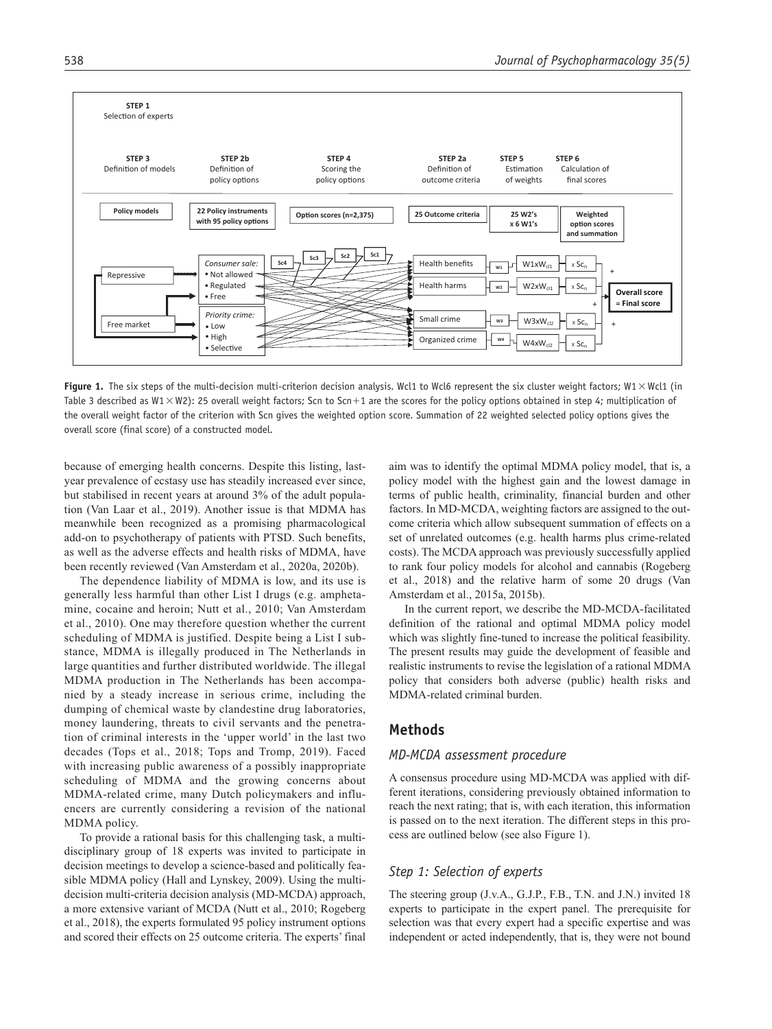STEP 1
Selection of experts

| STEP 3 | STEP 2b | STEP 4 | STEP 2a | STEP 5 | STEP 6 |
|---|---|---|---|---|---|
| Definition of models | Definition of policy options | Scoring the policy options | Definition of outcome criteria | Estimation of weights | Calculation of final scores |
| Policy models | 22 Policy instruments with 95 policy options | Option scores (n=2,375) | 25 Outcome criteria | 25 W2's x 6 W1's | Weighted option scores and summation |

Repressive
Free market

*Consumer sale:*
• Not allowed
• Regulated
• Free

*Priority crime:*
• Low
• High
• Selective

Sc4 Sc3 Sc2 Sc1

Health benefits — W1 — $W1xW_{cl1}$ — x $Sc_n$
Health harms — W2 — $W2xW_{cl1}$ — x $Sc_n$
Small crime — W3 — $W3xW_{cl2}$ — x $Sc_n$
Organized crime — W4 — $W4xW_{cl2}$ — x $Sc_n$

Overall score = Final score

**Figure 1.** The six steps of the multi-decision multi-criterion decision analysis. Wcl1 to Wcl6 represent the six cluster weight factors; W1 × Wcl1 (in Table 3 described as W1 × W2): 25 overall weight factors; Scn to Scn+1 are the scores for the policy options obtained in step 4; multiplication of the overall weight factor of the criterion with Scn gives the weighted option score. Summation of 22 weighted selected policy options gives the overall score (final score) of a constructed model.

because of emerging health concerns. Despite this listing, last-year prevalence of ecstasy use has steadily increased ever since, but stabilised in recent years at around 3% of the adult population (Van Laar et al., 2019). Another issue is that MDMA has meanwhile been recognized as a promising pharmacological add-on to psychotherapy of patients with PTSD. Such benefits, as well as the adverse effects and health risks of MDMA, have been recently reviewed (Van Amsterdam et al., 2020a, 2020b).

The dependence liability of MDMA is low, and its use is generally less harmful than other List I drugs (e.g. amphetamine, cocaine and heroin; Nutt et al., 2010; Van Amsterdam et al., 2010). One may therefore question whether the current scheduling of MDMA is justified. Despite being a List I substance, MDMA is illegally produced in The Netherlands in large quantities and further distributed worldwide. The illegal MDMA production in The Netherlands has been accompanied by a steady increase in serious crime, including the dumping of chemical waste by clandestine drug laboratories, money laundering, threats to civil servants and the penetration of criminal interests in the 'upper world' in the last two decades (Tops et al., 2018; Tops and Tromp, 2019). Faced with increasing public awareness of a possibly inappropriate scheduling of MDMA and the growing concerns about MDMA-related crime, many Dutch policymakers and influencers are currently considering a revision of the national MDMA policy.

To provide a rational basis for this challenging task, a multidisciplinary group of 18 experts was invited to participate in decision meetings to develop a science-based and politically feasible MDMA policy (Hall and Lynskey, 2009). Using the multi-decision multi-criteria decision analysis (MD-MCDA) approach, a more extensive variant of MCDA (Nutt et al., 2010; Rogeberg et al., 2018), the experts formulated 95 policy instrument options and scored their effects on 25 outcome criteria. The experts' final aim was to identify the optimal MDMA policy model, that is, a policy model with the highest gain and the lowest damage in terms of public health, criminality, financial burden and other factors. In MD-MCDA, weighting factors are assigned to the outcome criteria which allow subsequent summation of effects on a set of unrelated outcomes (e.g. health harms plus crime-related costs). The MCDA approach was previously successfully applied to rank four policy models for alcohol and cannabis (Rogeberg et al., 2018) and the relative harm of some 20 drugs (Van Amsterdam et al., 2015a, 2015b).

In the current report, we describe the MD-MCDA-facilitated definition of the rational and optimal MDMA policy model which was slightly fine-tuned to increase the political feasibility. The present results may guide the development of feasible and realistic instruments to revise the legislation of a rational MDMA policy that considers both adverse (public) health risks and MDMA-related criminal burden.

## Methods

### *MD-MCDA assessment procedure*

A consensus procedure using MD-MCDA was applied with different iterations, considering previously obtained information to reach the next rating; that is, with each iteration, this information is passed on to the next iteration. The different steps in this process are outlined below (see also Figure 1).

### *Step 1: Selection of experts*

The steering group (J.v.A., G.J.P., F.B., T.N. and J.N.) invited 18 experts to participate in the expert panel. The prerequisite for selection was that every expert had a specific expertise and was independent or acted independently, that is, they were not bound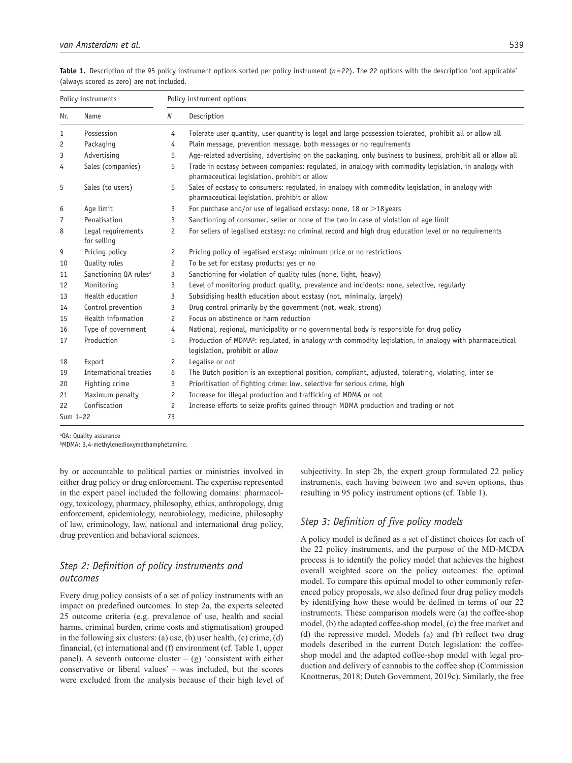**Table 1.** Description of the 95 policy instrument options sorted per policy instrument ($n$=22). The 22 options with the description 'not applicable' (always scored as zero) are not included.

| Policy instruments | | Policy instrument options | |
|---|---|---|---|
| Nr. | Name | $N$ | Description |
| 1 | Possession | 4 | Tolerate user quantity, user quantity is legal and large possession tolerated, prohibit all or allow all |
| 2 | Packaging | 4 | Plain message, prevention message, both messages or no requirements |
| 3 | Advertising | 5 | Age-related advertising, advertising on the packaging, only business to business, prohibit all or allow all |
| 4 | Sales (companies) | 5 | Trade in ecstasy between companies: regulated, in analogy with commodity legislation, in analogy with pharmaceutical legislation, prohibit or allow |
| 5 | Sales (to users) | 5 | Sales of ecstasy to consumers: regulated, in analogy with commodity legislation, in analogy with pharmaceutical legislation, prohibit or allow |
| 6 | Age limit | 3 | For purchase and/or use of legalised ecstasy: none, 18 or >18 years |
| 7 | Penalisation | 3 | Sanctioning of consumer, seller or none of the two in case of violation of age limit |
| 8 | Legal requirements for selling | 2 | For sellers of legalised ecstasy: no criminal record and high drug education level or no requirements |
| 9 | Pricing policy | 2 | Pricing policy of legalised ecstasy: minimum price or no restrictions |
| 10 | Quality rules | 2 | To be set for ecstasy products: yes or no |
| 11 | Sanctioning QA rules[a] | 3 | Sanctioning for violation of quality rules (none, light, heavy) |
| 12 | Monitoring | 3 | Level of monitoring product quality, prevalence and incidents: none, selective, regularly |
| 13 | Health education | 3 | Subsidising health education about ecstasy (not, minimally, largely) |
| 14 | Control prevention | 3 | Drug control primarily by the government (not, weak, strong) |
| 15 | Health information | 2 | Focus on abstinence or harm reduction |
| 16 | Type of government | 4 | National, regional, municipality or no governmental body is responsible for drug policy |
| 17 | Production | 5 | Production of MDMA[b]: regulated, in analogy with commodity legislation, in analogy with pharmaceutical legislation, prohibit or allow |
| 18 | Export | 2 | Legalise or not |
| 19 | International treaties | 6 | The Dutch position is an exceptional position, compliant, adjusted, tolerating, violating, inter se |
| 20 | Fighting crime | 3 | Prioritisation of fighting crime: low, selective for serious crime, high |
| 21 | Maximum penalty | 2 | Increase for illegal production and trafficking of MDMA or not |
| 22 | Confiscation | 2 | Increase efforts to seize profits gained through MDMA production and trading or not |
| Sum 1–22 | | 73 | |

[a]QA: Quality assurance
[b]MDMA: 3,4-methylenedioxymethamphetamine.

by or accountable to political parties or ministries involved in either drug policy or drug enforcement. The expertise represented in the expert panel included the following domains: pharmacology, toxicology, pharmacy, philosophy, ethics, anthropology, drug enforcement, epidemiology, neurobiology, medicine, philosophy of law, criminology, law, national and international drug policy, drug prevention and behavioral sciences.

### *Step 2: Definition of policy instruments and outcomes*

Every drug policy consists of a set of policy instruments with an impact on predefined outcomes. In step 2a, the experts selected 25 outcome criteria (e.g. prevalence of use, health and social harms, criminal burden, crime costs and stigmatisation) grouped in the following six clusters: (a) use, (b) user health, (c) crime, (d) financial, (e) international and (f) environment (cf. Table 1, upper panel). A seventh outcome cluster – (g) 'consistent with either conservative or liberal values' – was included, but the scores were excluded from the analysis because of their high level of subjectivity. In step 2b, the expert group formulated 22 policy instruments, each having between two and seven options, thus resulting in 95 policy instrument options (cf. Table 1).

### *Step 3: Definition of five policy models*

A policy model is defined as a set of distinct choices for each of the 22 policy instruments, and the purpose of the MD-MCDA process is to identify the policy model that achieves the highest overall weighted score on the policy outcomes: the optimal model. To compare this optimal model to other commonly referenced policy proposals, we also defined four drug policy models by identifying how these would be defined in terms of our 22 instruments. These comparison models were (a) the coffee-shop model, (b) the adapted coffee-shop model, (c) the free market and (d) the repressive model. Models (a) and (b) reflect two drug models described in the current Dutch legislation: the coffee-shop model and the adapted coffee-shop model with legal production and delivery of cannabis to the coffee shop (Commission Knottnerus, 2018; Dutch Government, 2019c). Similarly, the free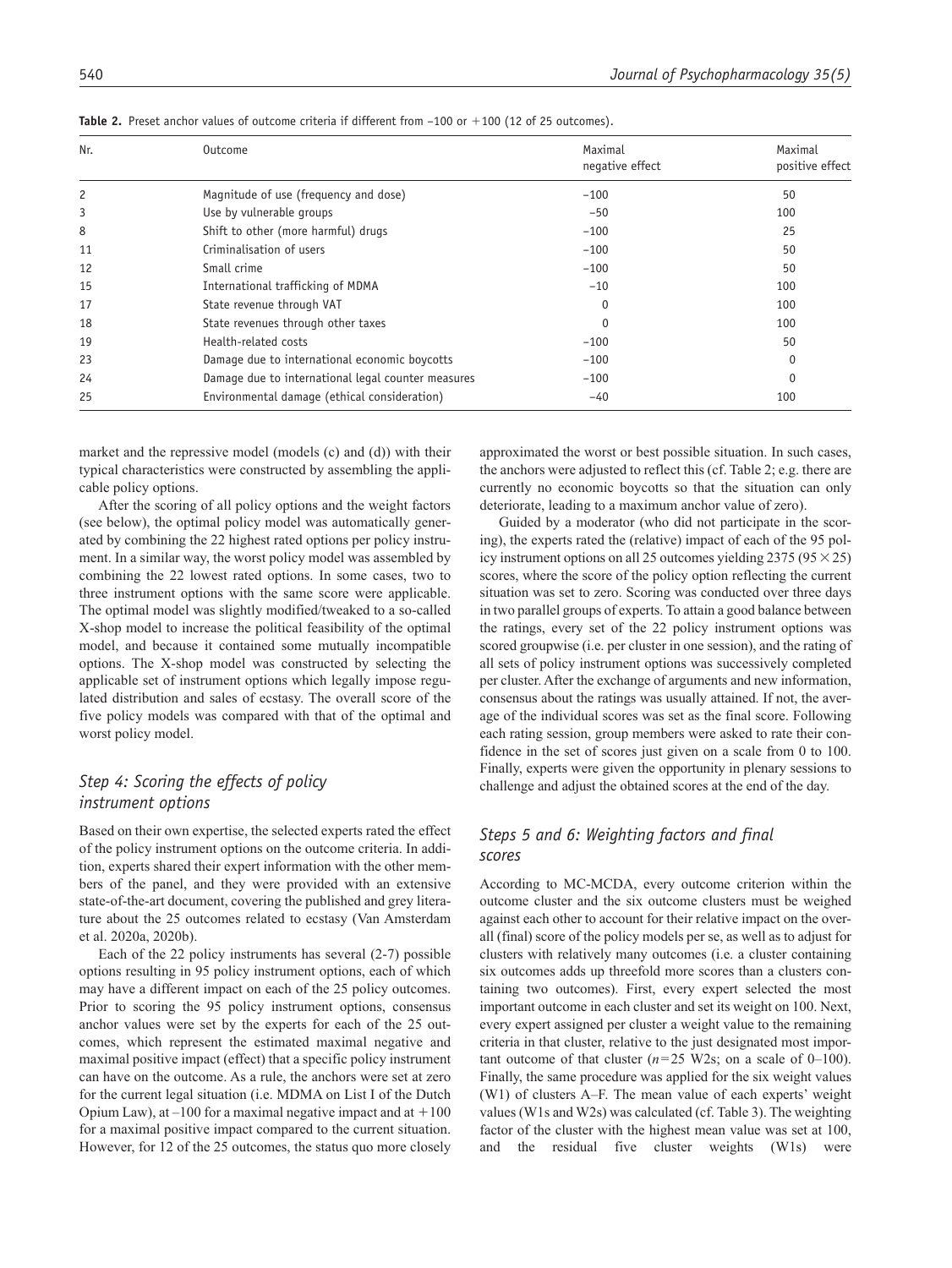**Table 2.** Preset anchor values of outcome criteria if different from –100 or +100 (12 of 25 outcomes).

| Nr. | Outcome | Maximal negative effect | Maximal positive effect |
|---|---|---|---|
| 2 | Magnitude of use (frequency and dose) | −100 | 50 |
| 3 | Use by vulnerable groups | −50 | 100 |
| 8 | Shift to other (more harmful) drugs | −100 | 25 |
| 11 | Criminalisation of users | −100 | 50 |
| 12 | Small crime | −100 | 50 |
| 15 | International trafficking of MDMA | −10 | 100 |
| 17 | State revenue through VAT | 0 | 100 |
| 18 | State revenues through other taxes | 0 | 100 |
| 19 | Health-related costs | −100 | 50 |
| 23 | Damage due to international economic boycotts | −100 | 0 |
| 24 | Damage due to international legal counter measures | −100 | 0 |
| 25 | Environmental damage (ethical consideration) | −40 | 100 |

market and the repressive model (models (c) and (d)) with their typical characteristics were constructed by assembling the applicable policy options.

After the scoring of all policy options and the weight factors (see below), the optimal policy model was automatically generated by combining the 22 highest rated options per policy instrument. In a similar way, the worst policy model was assembled by combining the 22 lowest rated options. In some cases, two to three instrument options with the same score were applicable. The optimal model was slightly modified/tweaked to a so-called X-shop model to increase the political feasibility of the optimal model, and because it contained some mutually incompatible options. The X-shop model was constructed by selecting the applicable set of instrument options which legally impose regulated distribution and sales of ecstasy. The overall score of the five policy models was compared with that of the optimal and worst policy model.

### *Step 4: Scoring the effects of policy instrument options*

Based on their own expertise, the selected experts rated the effect of the policy instrument options on the outcome criteria. In addition, experts shared their expert information with the other members of the panel, and they were provided with an extensive state-of-the-art document, covering the published and grey literature about the 25 outcomes related to ecstasy (Van Amsterdam et al. 2020a, 2020b).

Each of the 22 policy instruments has several (2-7) possible options resulting in 95 policy instrument options, each of which may have a different impact on each of the 25 policy outcomes. Prior to scoring the 95 policy instrument options, consensus anchor values were set by the experts for each of the 25 outcomes, which represent the estimated maximal negative and maximal positive impact (effect) that a specific policy instrument can have on the outcome. As a rule, the anchors were set at zero for the current legal situation (i.e. MDMA on List I of the Dutch Opium Law), at –100 for a maximal negative impact and at +100 for a maximal positive impact compared to the current situation. However, for 12 of the 25 outcomes, the status quo more closely approximated the worst or best possible situation. In such cases, the anchors were adjusted to reflect this (cf. Table 2; e.g. there are currently no economic boycotts so that the situation can only deteriorate, leading to a maximum anchor value of zero).

Guided by a moderator (who did not participate in the scoring), the experts rated the (relative) impact of each of the 95 policy instrument options on all 25 outcomes yielding 2375 ($95 \times 25$) scores, where the score of the policy option reflecting the current situation was set to zero. Scoring was conducted over three days in two parallel groups of experts. To attain a good balance between the ratings, every set of the 22 policy instrument options was scored groupwise (i.e. per cluster in one session), and the rating of all sets of policy instrument options was successively completed per cluster. After the exchange of arguments and new information, consensus about the ratings was usually attained. If not, the average of the individual scores was set as the final score. Following each rating session, group members were asked to rate their confidence in the set of scores just given on a scale from 0 to 100. Finally, experts were given the opportunity in plenary sessions to challenge and adjust the obtained scores at the end of the day.

### *Steps 5 and 6: Weighting factors and final scores*

According to MC-MCDA, every outcome criterion within the outcome cluster and the six outcome clusters must be weighed against each other to account for their relative impact on the overall (final) score of the policy models per se, as well as to adjust for clusters with relatively many outcomes (i.e. a cluster containing six outcomes adds up threefold more scores than a clusters containing two outcomes). First, every expert selected the most important outcome in each cluster and set its weight on 100. Next, every expert assigned per cluster a weight value to the remaining criteria in that cluster, relative to the just designated most important outcome of that cluster ($n = 25$ W2s; on a scale of 0–100). Finally, the same procedure was applied for the six weight values (W1) of clusters A–F. The mean value of each experts' weight values (W1s and W2s) was calculated (cf. Table 3). The weighting factor of the cluster with the highest mean value was set at 100, and the residual five cluster weights (W1s) were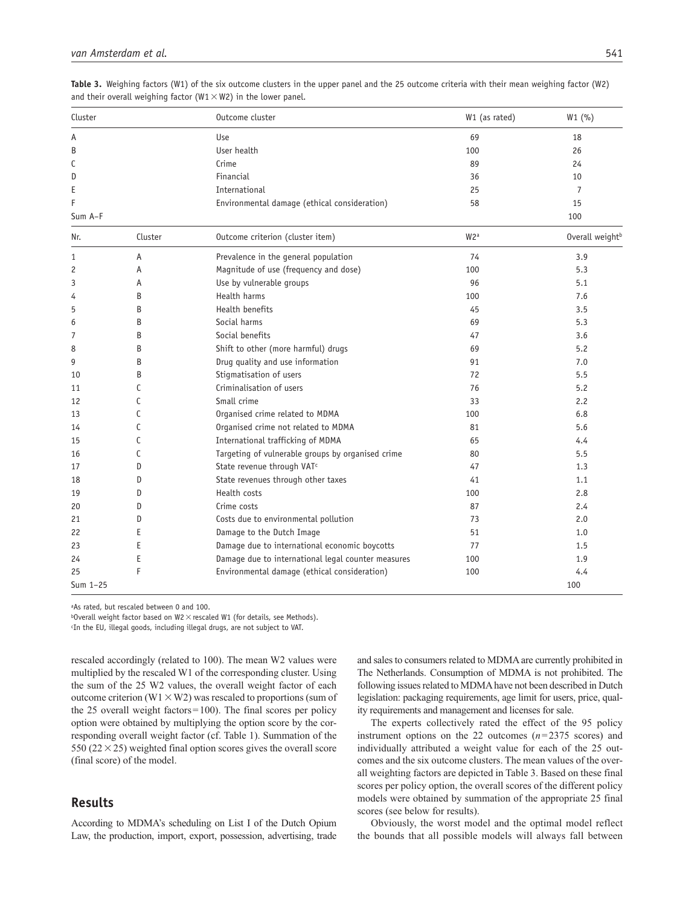**Table 3.** Weighing factors (W1) of the six outcome clusters in the upper panel and the 25 outcome criteria with their mean weighing factor (W2) and their overall weighing factor (W1 × W2) in the lower panel.

| Cluster | | Outcome cluster | W1 (as rated) | W1 (%) |
|---|---|---|---|---|
| A | | Use | 69 | 18 |
| B | | User health | 100 | 26 |
| C | | Crime | 89 | 24 |
| D | | Financial | 36 | 10 |
| E | | International | 25 | 7 |
| F | | Environmental damage (ethical consideration) | 58 | 15 |
| Sum A–F | | | | 100 |
| **Nr.** | **Cluster** | **Outcome criterion (cluster item)** | **W2[a]** | **Overall weight[b]** |
| 1 | A | Prevalence in the general population | 74 | 3.9 |
| 2 | A | Magnitude of use (frequency and dose) | 100 | 5.3 |
| 3 | A | Use by vulnerable groups | 96 | 5.1 |
| 4 | B | Health harms | 100 | 7.6 |
| 5 | B | Health benefits | 45 | 3.5 |
| 6 | B | Social harms | 69 | 5.3 |
| 7 | B | Social benefits | 47 | 3.6 |
| 8 | B | Shift to other (more harmful) drugs | 69 | 5.2 |
| 9 | B | Drug quality and use information | 91 | 7.0 |
| 10 | B | Stigmatisation of users | 72 | 5.5 |
| 11 | C | Criminalisation of users | 76 | 5.2 |
| 12 | C | Small crime | 33 | 2.2 |
| 13 | C | Organised crime related to MDMA | 100 | 6.8 |
| 14 | C | Organised crime not related to MDMA | 81 | 5.6 |
| 15 | C | International trafficking of MDMA | 65 | 4.4 |
| 16 | C | Targeting of vulnerable groups by organised crime | 80 | 5.5 |
| 17 | D | State revenue through VAT[c] | 47 | 1.3 |
| 18 | D | State revenues through other taxes | 41 | 1.1 |
| 19 | D | Health costs | 100 | 2.8 |
| 20 | D | Crime costs | 87 | 2.4 |
| 21 | D | Costs due to environmental pollution | 73 | 2.0 |
| 22 | E | Damage to the Dutch Image | 51 | 1.0 |
| 23 | E | Damage due to international economic boycotts | 77 | 1.5 |
| 24 | E | Damage due to international legal counter measures | 100 | 1.9 |
| 25 | F | Environmental damage (ethical consideration) | 100 | 4.4 |
| Sum 1–25 | | | | 100 |

[a]As rated, but rescaled between 0 and 100.
[b]Overall weight factor based on W2 × rescaled W1 (for details, see Methods).
[c]In the EU, illegal goods, including illegal drugs, are not subject to VAT.

rescaled accordingly (related to 100). The mean W2 values were multiplied by the rescaled W1 of the corresponding cluster. Using the sum of the 25 W2 values, the overall weight factor of each outcome criterion (W1 × W2) was rescaled to proportions (sum of the 25 overall weight factors = 100). The final scores per policy option were obtained by multiplying the option score by the corresponding overall weight factor (cf. Table 1). Summation of the 550 (22 × 25) weighted final option scores gives the overall score (final score) of the model.

## Results

According to MDMA's scheduling on List I of the Dutch Opium Law, the production, import, export, possession, advertising, trade and sales to consumers related to MDMA are currently prohibited in The Netherlands. Consumption of MDMA is not prohibited. The following issues related to MDMA have not been described in Dutch legislation: packaging requirements, age limit for users, price, quality requirements and management and licenses for sale.

The experts collectively rated the effect of the 95 policy instrument options on the 22 outcomes ($n = 2375$ scores) and individually attributed a weight value for each of the 25 outcomes and the six outcome clusters. The mean values of the overall weighting factors are depicted in Table 3. Based on these final scores per policy option, the overall scores of the different policy models were obtained by summation of the appropriate 25 final scores (see below for results).

Obviously, the worst model and the optimal model reflect the bounds that all possible models will always fall between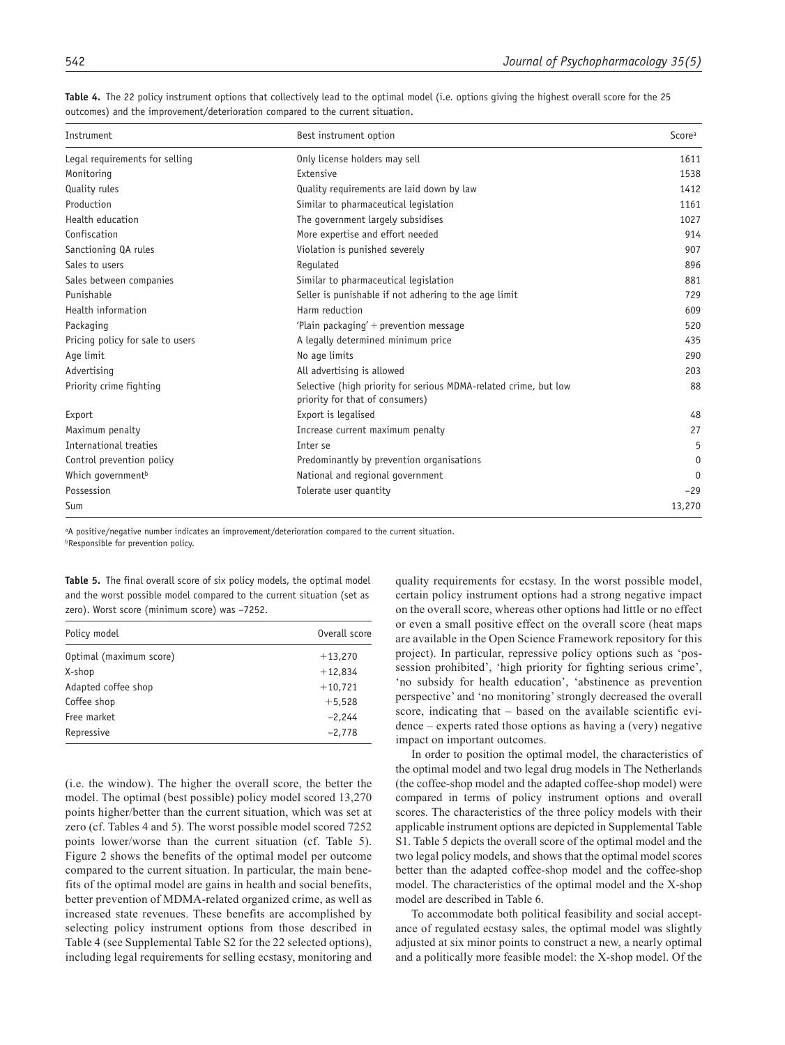**Table 4.** The 22 policy instrument options that collectively lead to the optimal model (i.e. options giving the highest overall score for the 25 outcomes) and the improvement/deterioration compared to the current situation.

| Instrument | Best instrument option | Score[a] |
|---|---|---|
| Legal requirements for selling | Only license holders may sell | 1611 |
| Monitoring | Extensive | 1538 |
| Quality rules | Quality requirements are laid down by law | 1412 |
| Production | Similar to pharmaceutical legislation | 1161 |
| Health education | The government largely subsidises | 1027 |
| Confiscation | More expertise and effort needed | 914 |
| Sanctioning QA rules | Violation is punished severely | 907 |
| Sales to users | Regulated | 896 |
| Sales between companies | Similar to pharmaceutical legislation | 881 |
| Punishable | Seller is punishable if not adhering to the age limit | 729 |
| Health information | Harm reduction | 609 |
| Packaging | 'Plain packaging' + prevention message | 520 |
| Pricing policy for sale to users | A legally determined minimum price | 435 |
| Age limit | No age limits | 290 |
| Advertising | All advertising is allowed | 203 |
| Priority crime fighting | Selective (high priority for serious MDMA-related crime, but low priority for that of consumers) | 88 |
| Export | Export is legalised | 48 |
| Maximum penalty | Increase current maximum penalty | 27 |
| International treaties | Inter se | 5 |
| Control prevention policy | Predominantly by prevention organisations | 0 |
| Which government[b] | National and regional government | 0 |
| Possession | Tolerate user quantity | −29 |
| Sum | | 13,270 |

[a]A positive/negative number indicates an improvement/deterioration compared to the current situation.
[b]Responsible for prevention policy.

**Table 5.** The final overall score of six policy models, the optimal model and the worst possible model compared to the current situation (set as zero). Worst score (minimum score) was −7252.

| Policy model | Overall score |
|---|---|
| Optimal (maximum score) | +13,270 |
| X-shop | +12,834 |
| Adapted coffee shop | +10,721 |
| Coffee shop | +5,528 |
| Free market | −2,244 |
| Repressive | −2,778 |

(i.e. the window). The higher the overall score, the better the model. The optimal (best possible) policy model scored 13,270 points higher/better than the current situation, which was set at zero (cf. Tables 4 and 5). The worst possible model scored 7252 points lower/worse than the current situation (cf. Table 5). Figure 2 shows the benefits of the optimal model per outcome compared to the current situation. In particular, the main benefits of the optimal model are gains in health and social benefits, better prevention of MDMA-related organized crime, as well as increased state revenues. These benefits are accomplished by selecting policy instrument options from those described in Table 4 (see Supplemental Table S2 for the 22 selected options), including legal requirements for selling ecstasy, monitoring and quality requirements for ecstasy. In the worst possible model, certain policy instrument options had a strong negative impact on the overall score, whereas other options had little or no effect or even a small positive effect on the overall score (heat maps are available in the Open Science Framework repository for this project). In particular, repressive policy options such as 'possession prohibited', 'high priority for fighting serious crime', 'no subsidy for health education', 'abstinence as prevention perspective' and 'no monitoring' strongly decreased the overall score, indicating that – based on the available scientific evidence – experts rated those options as having a (very) negative impact on important outcomes.

In order to position the optimal model, the characteristics of the optimal model and two legal drug models in The Netherlands (the coffee-shop model and the adapted coffee-shop model) were compared in terms of policy instrument options and overall scores. The characteristics of the three policy models with their applicable instrument options are depicted in Supplemental Table S1. Table 5 depicts the overall score of the optimal model and the two legal policy models, and shows that the optimal model scores better than the adapted coffee-shop model and the coffee-shop model. The characteristics of the optimal model and the X-shop model are described in Table 6.

To accommodate both political feasibility and social acceptance of regulated ecstasy sales, the optimal model was slightly adjusted at six minor points to construct a new, a nearly optimal and a politically more feasible model: the X-shop model. Of the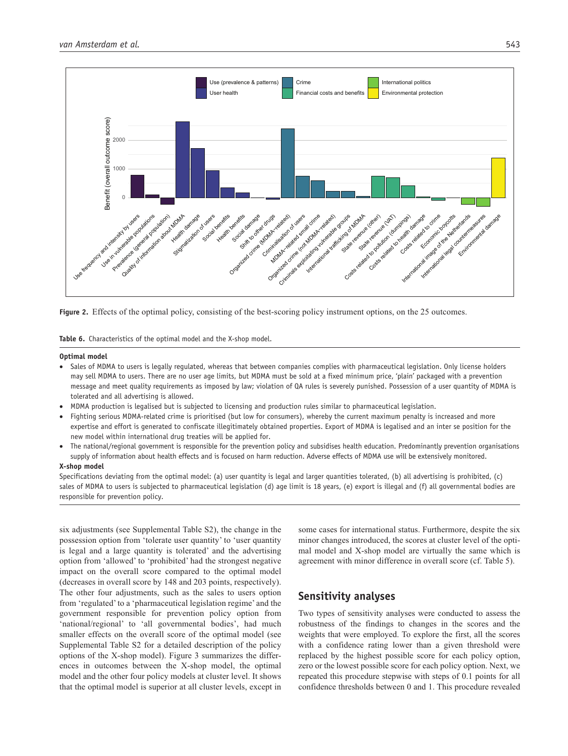**Figure 2.** Effects of the optimal policy, consisting of the best-scoring policy instrument options, on the 25 outcomes.

**Table 6.** Characteristics of the optimal model and the X-shop model.

**Optimal model**

- Sales of MDMA to users is legally regulated, whereas that between companies complies with pharmaceutical legislation. Only license holders may sell MDMA to users. There are no user age limits, but MDMA must be sold at a fixed minimum price, 'plain' packaged with a prevention message and meet quality requirements as imposed by law; violation of QA rules is severely punished. Possession of a user quantity of MDMA is tolerated and all advertising is allowed.
- MDMA production is legalised but is subjected to licensing and production rules similar to pharmaceutical legislation.
- Fighting serious MDMA-related crime is prioritised (but low for consumers), whereby the current maximum penalty is increased and more expertise and effort is generated to confiscate illegitimately obtained properties. Export of MDMA is legalised and an inter se position for the new model within international drug treaties will be applied for.
- The national/regional government is responsible for the prevention policy and subsidises health education. Predominantly prevention organisations supply of information about health effects and is focused on harm reduction. Adverse effects of MDMA use will be extensively monitored.

**X-shop model**

Specifications deviating from the optimal model: (a) user quantity is legal and larger quantities tolerated, (b) all advertising is prohibited, (c) sales of MDMA to users is subjected to pharmaceutical legislation (d) age limit is 18 years, (e) export is illegal and (f) all governmental bodies are responsible for prevention policy.

six adjustments (see Supplemental Table S2), the change in the possession option from 'tolerate user quantity' to 'user quantity is legal and a large quantity is tolerated' and the advertising option from 'allowed' to 'prohibited' had the strongest negative impact on the overall score compared to the optimal model (decreases in overall score by 148 and 203 points, respectively). The other four adjustments, such as the sales to users option from 'regulated' to a 'pharmaceutical legislation regime' and the government responsible for prevention policy option from 'national/regional' to 'all governmental bodies', had much smaller effects on the overall score of the optimal model (see Supplemental Table S2 for a detailed description of the policy options of the X-shop model). Figure 3 summarizes the differences in outcomes between the X-shop model, the optimal model and the other four policy models at cluster level. It shows that the optimal model is superior at all cluster levels, except in some cases for international status. Furthermore, despite the six minor changes introduced, the scores at cluster level of the optimal model and X-shop model are virtually the same which is agreement with minor difference in overall score (cf. Table 5).

## Sensitivity analyses

Two types of sensitivity analyses were conducted to assess the robustness of the findings to changes in the scores and the weights that were employed. To explore the first, all the scores with a confidence rating lower than a given threshold were replaced by the highest possible score for each policy option, zero or the lowest possible score for each policy option. Next, we repeated this procedure stepwise with steps of 0.1 points for all confidence thresholds between 0 and 1. This procedure revealed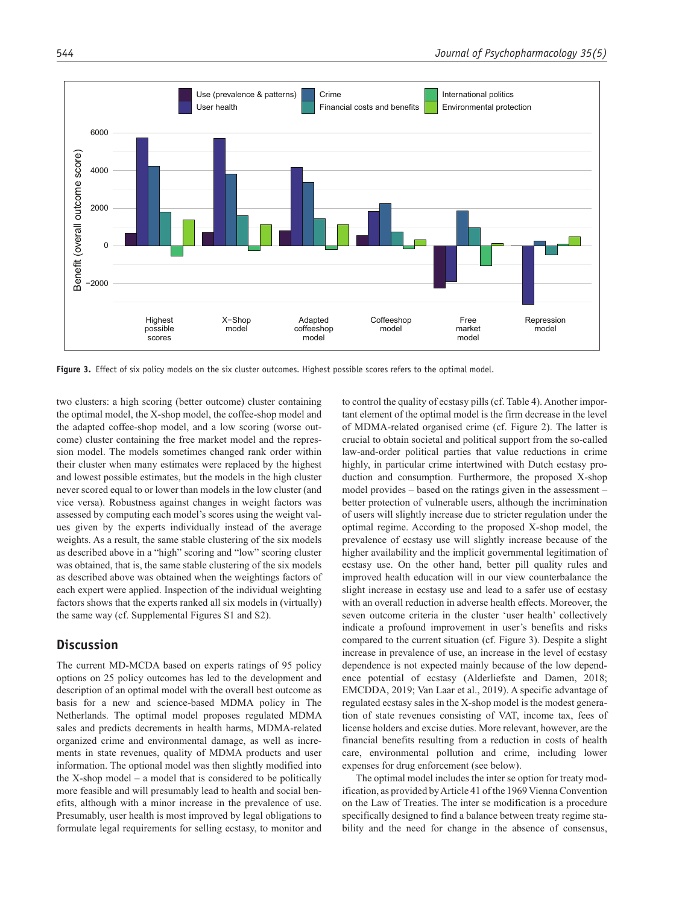Figure 3. Effect of six policy models on the six cluster outcomes. Highest possible scores refers to the optimal model.

two clusters: a high scoring (better outcome) cluster containing the optimal model, the X-shop model, the coffee-shop model and the adapted coffee-shop model, and a low scoring (worse outcome) cluster containing the free market model and the repression model. The models sometimes changed rank order within their cluster when many estimates were replaced by the highest and lowest possible estimates, but the models in the high cluster never scored equal to or lower than models in the low cluster (and vice versa). Robustness against changes in weight factors was assessed by computing each model's scores using the weight values given by the experts individually instead of the average weights. As a result, the same stable clustering of the six models as described above in a "high" scoring and "low" scoring cluster was obtained, that is, the same stable clustering of the six models as described above was obtained when the weightings factors of each expert were applied. Inspection of the individual weighting factors shows that the experts ranked all six models in (virtually) the same way (cf. Supplemental Figures S1 and S2).

## Discussion

The current MD-MCDA based on experts ratings of 95 policy options on 25 policy outcomes has led to the development and description of an optimal model with the overall best outcome as basis for a new and science-based MDMA policy in The Netherlands. The optimal model proposes regulated MDMA sales and predicts decrements in health harms, MDMA-related organized crime and environmental damage, as well as increments in state revenues, quality of MDMA products and user information. The optional model was then slightly modified into the X-shop model – a model that is considered to be politically more feasible and will presumably lead to health and social benefits, although with a minor increase in the prevalence of use. Presumably, user health is most improved by legal obligations to formulate legal requirements for selling ecstasy, to monitor and to control the quality of ecstasy pills (cf. Table 4). Another important element of the optimal model is the firm decrease in the level of MDMA-related organised crime (cf. Figure 2). The latter is crucial to obtain societal and political support from the so-called law-and-order political parties that value reductions in crime highly, in particular crime intertwined with Dutch ecstasy production and consumption. Furthermore, the proposed X-shop model provides – based on the ratings given in the assessment – better protection of vulnerable users, although the incrimination of users will slightly increase due to stricter regulation under the optimal regime. According to the proposed X-shop model, the prevalence of ecstasy use will slightly increase because of the higher availability and the implicit governmental legitimation of ecstasy use. On the other hand, better pill quality rules and improved health education will in our view counterbalance the slight increase in ecstasy use and lead to a safer use of ecstasy with an overall reduction in adverse health effects. Moreover, the seven outcome criteria in the cluster 'user health' collectively indicate a profound improvement in user's benefits and risks compared to the current situation (cf. Figure 3). Despite a slight increase in prevalence of use, an increase in the level of ecstasy dependence is not expected mainly because of the low dependence potential of ecstasy (Alderliefste and Damen, 2018; EMCDDA, 2019; Van Laar et al., 2019). A specific advantage of regulated ecstasy sales in the X-shop model is the modest generation of state revenues consisting of VAT, income tax, fees of license holders and excise duties. More relevant, however, are the financial benefits resulting from a reduction in costs of health care, environmental pollution and crime, including lower expenses for drug enforcement (see below).

The optimal model includes the inter se option for treaty modification, as provided by Article 41 of the 1969 Vienna Convention on the Law of Treaties. The inter se modification is a procedure specifically designed to find a balance between treaty regime stability and the need for change in the absence of consensus,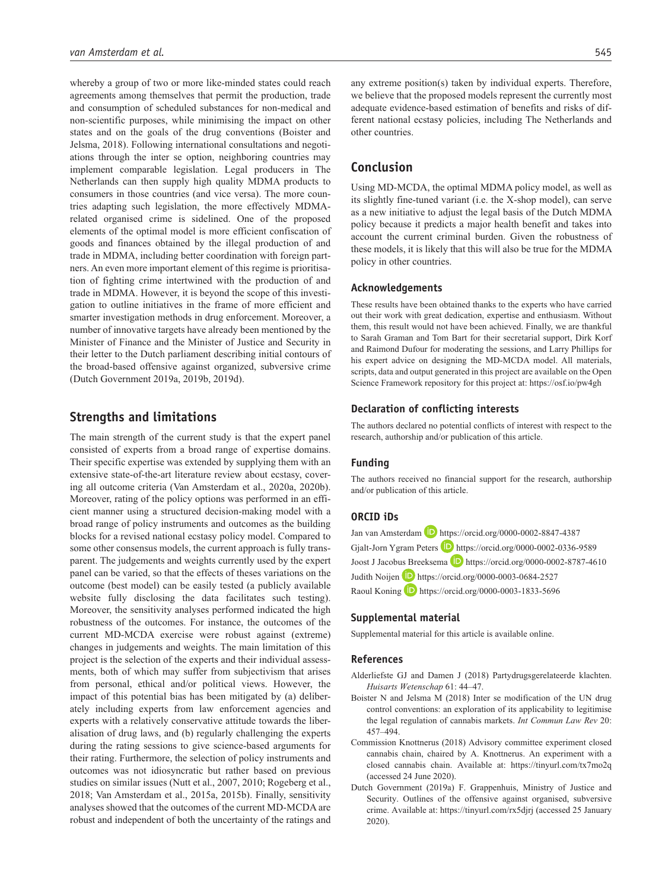whereby a group of two or more like-minded states could reach agreements among themselves that permit the production, trade and consumption of scheduled substances for non-medical and non-scientific purposes, while minimising the impact on other states and on the goals of the drug conventions (Boister and Jelsma, 2018). Following international consultations and negotiations through the inter se option, neighboring countries may implement comparable legislation. Legal producers in The Netherlands can then supply high quality MDMA products to consumers in those countries (and vice versa). The more countries adapting such legislation, the more effectively MDMA-related organised crime is sidelined. One of the proposed elements of the optimal model is more efficient confiscation of goods and finances obtained by the illegal production of and trade in MDMA, including better coordination with foreign partners. An even more important element of this regime is prioritisation of fighting crime intertwined with the production of and trade in MDMA. However, it is beyond the scope of this investigation to outline initiatives in the frame of more efficient and smarter investigation methods in drug enforcement. Moreover, a number of innovative targets have already been mentioned by the Minister of Finance and the Minister of Justice and Security in their letter to the Dutch parliament describing initial contours of the broad-based offensive against organized, subversive crime (Dutch Government 2019a, 2019b, 2019d).

## Strengths and limitations

The main strength of the current study is that the expert panel consisted of experts from a broad range of expertise domains. Their specific expertise was extended by supplying them with an extensive state-of-the-art literature review about ecstasy, covering all outcome criteria (Van Amsterdam et al., 2020a, 2020b). Moreover, rating of the policy options was performed in an efficient manner using a structured decision-making model with a broad range of policy instruments and outcomes as the building blocks for a revised national ecstasy policy model. Compared to some other consensus models, the current approach is fully transparent. The judgements and weights currently used by the expert panel can be varied, so that the effects of theses variations on the outcome (best model) can be easily tested (a publicly available website fully disclosing the data facilitates such testing). Moreover, the sensitivity analyses performed indicated the high robustness of the outcomes. For instance, the outcomes of the current MD-MCDA exercise were robust against (extreme) changes in judgements and weights. The main limitation of this project is the selection of the experts and their individual assessments, both of which may suffer from subjectivism that arises from personal, ethical and/or political views. However, the impact of this potential bias has been mitigated by (a) deliberately including experts from law enforcement agencies and experts with a relatively conservative attitude towards the liberalisation of drug laws, and (b) regularly challenging the experts during the rating sessions to give science-based arguments for their rating. Furthermore, the selection of policy instruments and outcomes was not idiosyncratic but rather based on previous studies on similar issues (Nutt et al., 2007, 2010; Rogeberg et al., 2018; Van Amsterdam et al., 2015a, 2015b). Finally, sensitivity analyses showed that the outcomes of the current MD-MCDA are robust and independent of both the uncertainty of the ratings and any extreme position(s) taken by individual experts. Therefore, we believe that the proposed models represent the currently most adequate evidence-based estimation of benefits and risks of different national ecstasy policies, including The Netherlands and other countries.

## Conclusion

Using MD-MCDA, the optimal MDMA policy model, as well as its slightly fine-tuned variant (i.e. the X-shop model), can serve as a new initiative to adjust the legal basis of the Dutch MDMA policy because it predicts a major health benefit and takes into account the current criminal burden. Given the robustness of these models, it is likely that this will also be true for the MDMA policy in other countries.

### Acknowledgements

These results have been obtained thanks to the experts who have carried out their work with great dedication, expertise and enthusiasm. Without them, this result would not have been achieved. Finally, we are thankful to Sarah Graman and Tom Bart for their secretarial support, Dirk Korf and Raimond Dufour for moderating the sessions, and Larry Phillips for his expert advice on designing the MD-MCDA model. All materials, scripts, data and output generated in this project are available on the Open Science Framework repository for this project at: https://osf.io/pw4gh

### Declaration of conflicting interests

The authors declared no potential conflicts of interest with respect to the research, authorship and/or publication of this article.

### Funding

The authors received no financial support for the research, authorship and/or publication of this article.

### ORCID iDs

Jan van Amsterdam https://orcid.org/0000-0002-8847-4387
Gjalt-Jorn Ygram Peters https://orcid.org/0000-0002-0336-9589
Joost J Jacobus Breeksema https://orcid.org/0000-0002-8787-4610
Judith Noijen https://orcid.org/0000-0003-0684-2527
Raoul Koning https://orcid.org/0000-0003-1833-5696

### Supplemental material

Supplemental material for this article is available online.

### References

Alderliefste GJ and Damen J (2018) Partydrugsgerelateerde klachten. *Huisarts Wetenschap* 61: 44–47.

Boister N and Jelsma M (2018) Inter se modification of the UN drug control conventions: an exploration of its applicability to legitimise the legal regulation of cannabis markets. *Int Commun Law Rev* 20: 457–494.

Commission Knottnerus (2018) Advisory committee experiment closed cannabis chain, chaired by A. Knottnerus. An experiment with a closed cannabis chain. Available at: https://tinyurl.com/tx7mo2q (accessed 24 June 2020).

Dutch Government (2019a) F. Grappenhuis, Ministry of Justice and Security. Outlines of the offensive against organised, subversive crime. Available at: https://tinyurl.com/rx5djrj (accessed 25 January 2020).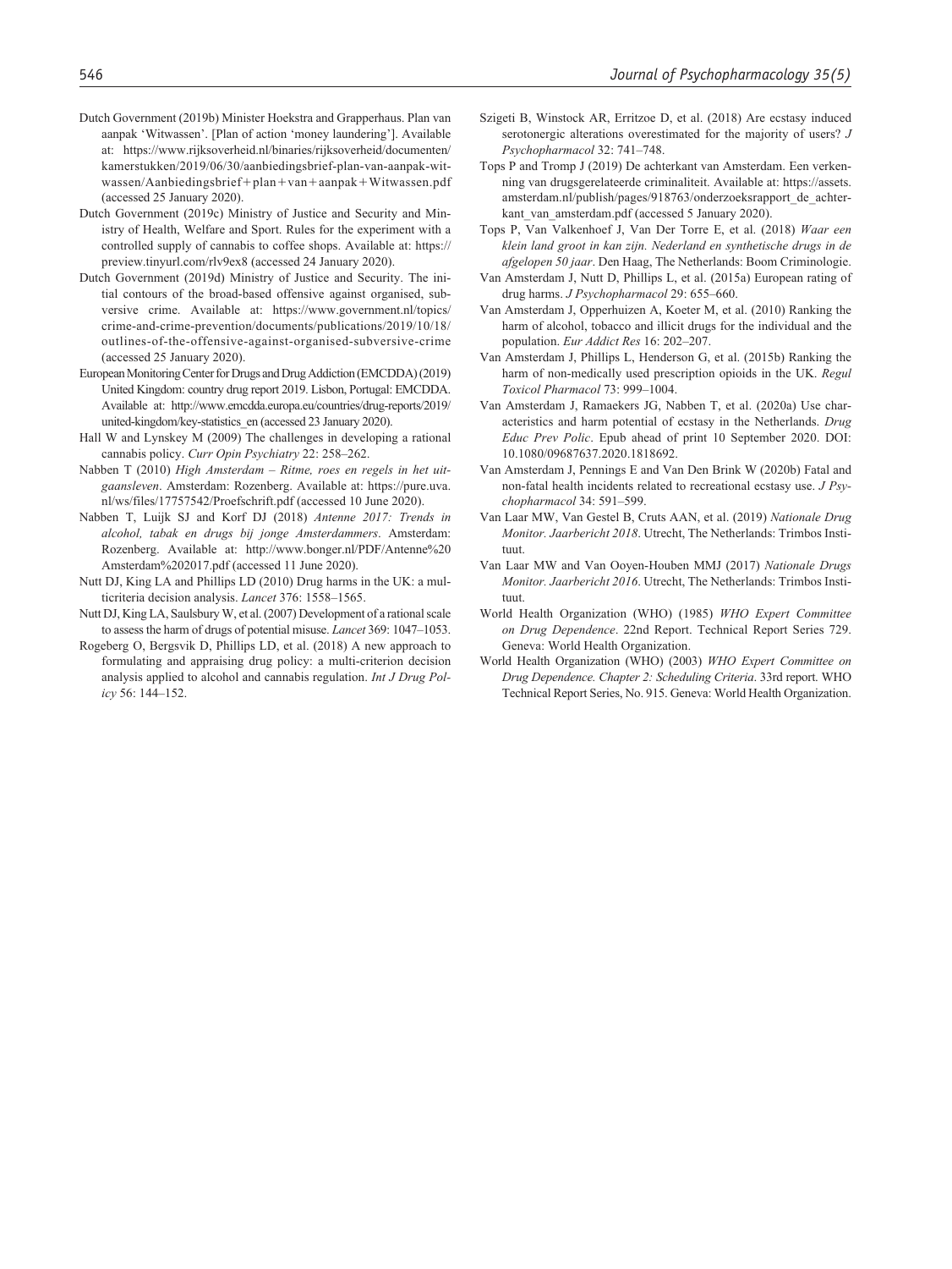Dutch Government (2019b) Minister Hoekstra and Grapperhaus. Plan van aanpak 'Witwassen'. [Plan of action 'money laundering']. Available at: https://www.rijksoverheid.nl/binaries/rijksoverheid/documenten/kamerstukken/2019/06/30/aanbiedingsbrief-plan-van-aanpak-witwassen/Aanbiedingsbrief+plan+van+aanpak+Witwassen.pdf (accessed 25 January 2020).

Dutch Government (2019c) Ministry of Justice and Security and Ministry of Health, Welfare and Sport. Rules for the experiment with a controlled supply of cannabis to coffee shops. Available at: https://preview.tinyurl.com/rlv9ex8 (accessed 24 January 2020).

Dutch Government (2019d) Ministry of Justice and Security. The initial contours of the broad-based offensive against organised, subversive crime. Available at: https://www.government.nl/topics/crime-and-crime-prevention/documents/publications/2019/10/18/outlines-of-the-offensive-against-organised-subversive-crime (accessed 25 January 2020).

European Monitoring Center for Drugs and Drug Addiction (EMCDDA) (2019) United Kingdom: country drug report 2019. Lisbon, Portugal: EMCDDA. Available at: http://www.emcdda.europa.eu/countries/drug-reports/2019/united-kingdom/key-statistics_en (accessed 23 January 2020).

Hall W and Lynskey M (2009) The challenges in developing a rational cannabis policy. *Curr Opin Psychiatry* 22: 258–262.

Nabben T (2010) *High Amsterdam – Ritme, roes en regels in het uitgaansleven*. Amsterdam: Rozenberg. Available at: https://pure.uva.nl/ws/files/17757542/Proefschrift.pdf (accessed 10 June 2020).

Nabben T, Luijk SJ and Korf DJ (2018) *Antenne 2017: Trends in alcohol, tabak en drugs bij jonge Amsterdammers*. Amsterdam: Rozenberg. Available at: http://www.bonger.nl/PDF/Antenne%20Amsterdam%202017.pdf (accessed 11 June 2020).

Nutt DJ, King LA and Phillips LD (2010) Drug harms in the UK: a multicriteria decision analysis. *Lancet* 376: 1558–1565.

Nutt DJ, King LA, Saulsbury W, et al. (2007) Development of a rational scale to assess the harm of drugs of potential misuse. *Lancet* 369: 1047–1053.

Rogeberg O, Bergsvik D, Phillips LD, et al. (2018) A new approach to formulating and appraising drug policy: a multi-criterion decision analysis applied to alcohol and cannabis regulation. *Int J Drug Policy* 56: 144–152.

Szigeti B, Winstock AR, Erritzoe D, et al. (2018) Are ecstasy induced serotonergic alterations overestimated for the majority of users? *J Psychopharmacol* 32: 741–748.

Tops P and Tromp J (2019) De achterkant van Amsterdam. Een verkenning van drugsgerelateerde criminaliteit. Available at: https://assets.amsterdam.nl/publish/pages/918763/onderzoeksrapport_de_achterkant_van_amsterdam.pdf (accessed 5 January 2020).

Tops P, Van Valkenhoef J, Van Der Torre E, et al. (2018) *Waar een klein land groot in kan zijn. Nederland en synthetische drugs in de afgelopen 50 jaar*. Den Haag, The Netherlands: Boom Criminologie.

Van Amsterdam J, Nutt D, Phillips L, et al. (2015a) European rating of drug harms. *J Psychopharmacol* 29: 655–660.

Van Amsterdam J, Opperhuizen A, Koeter M, et al. (2010) Ranking the harm of alcohol, tobacco and illicit drugs for the individual and the population. *Eur Addict Res* 16: 202–207.

Van Amsterdam J, Phillips L, Henderson G, et al. (2015b) Ranking the harm of non-medically used prescription opioids in the UK. *Regul Toxicol Pharmacol* 73: 999–1004.

Van Amsterdam J, Ramaekers JG, Nabben T, et al. (2020a) Use characteristics and harm potential of ecstasy in the Netherlands. *Drug Educ Prev Polic*. Epub ahead of print 10 September 2020. DOI: 10.1080/09687637.2020.1818692.

Van Amsterdam J, Pennings E and Van Den Brink W (2020b) Fatal and non-fatal health incidents related to recreational ecstasy use. *J Psychopharmacol* 34: 591–599.

Van Laar MW, Van Gestel B, Cruts AAN, et al. (2019) *Nationale Drug Monitor. Jaarbericht 2018*. Utrecht, The Netherlands: Trimbos Instituut.

Van Laar MW and Van Ooyen-Houben MMJ (2017) *Nationale Drugs Monitor. Jaarbericht 2016*. Utrecht, The Netherlands: Trimbos Instituut.

World Health Organization (WHO) (1985) *WHO Expert Committee on Drug Dependence*. 22nd Report. Technical Report Series 729. Geneva: World Health Organization.

World Health Organization (WHO) (2003) *WHO Expert Committee on Drug Dependence. Chapter 2: Scheduling Criteria*. 33rd report. WHO Technical Report Series, No. 915. Geneva: World Health Organization.